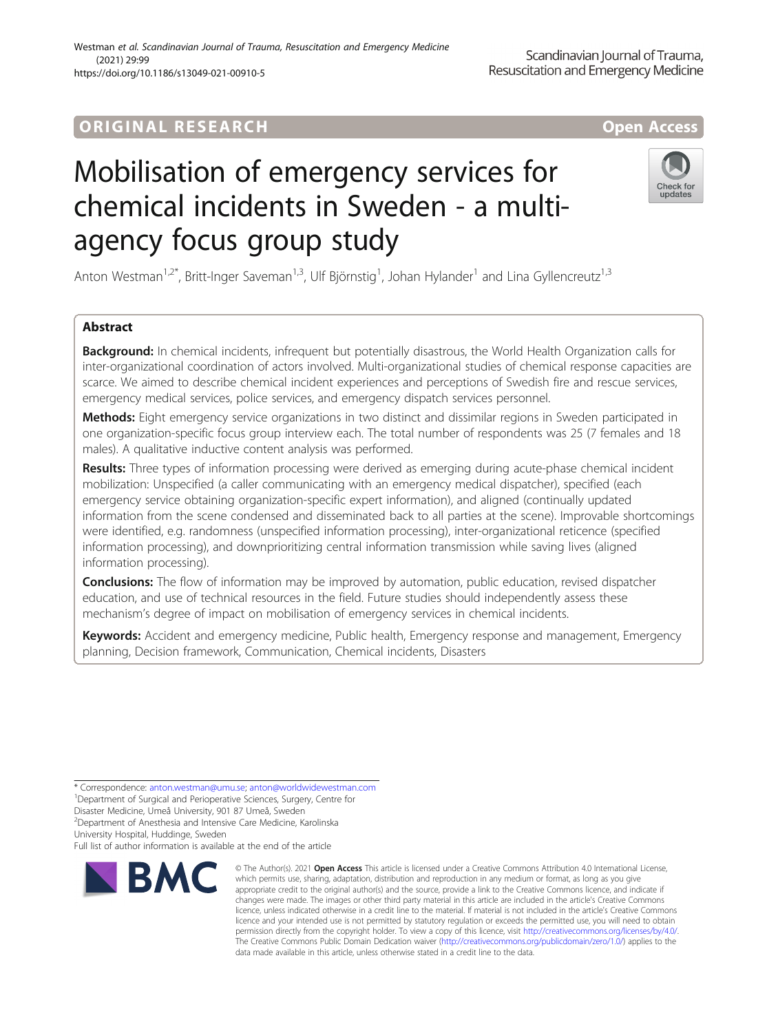ORIGINAL RESEARCH

Open Access

# Mobilisation of emergency services for chemical incidents in Sweden - a multi-agency focus group study

Anton Westman[1,2*], Britt-Inger Saveman[1,3], Ulf Björnstig[1], Johan Hylander[1] and Lina Gyllencreutz[1,3]

## Abstract

**Background:** In chemical incidents, infrequent but potentially disastrous, the World Health Organization calls for inter-organizational coordination of actors involved. Multi-organizational studies of chemical response capacities are scarce. We aimed to describe chemical incident experiences and perceptions of Swedish fire and rescue services, emergency medical services, police services, and emergency dispatch services personnel.

**Methods:** Eight emergency service organizations in two distinct and dissimilar regions in Sweden participated in one organization-specific focus group interview each. The total number of respondents was 25 (7 females and 18 males). A qualitative inductive content analysis was performed.

**Results:** Three types of information processing were derived as emerging during acute-phase chemical incident mobilization: Unspecified (a caller communicating with an emergency medical dispatcher), specified (each emergency service obtaining organization-specific expert information), and aligned (continually updated information from the scene condensed and disseminated back to all parties at the scene). Improvable shortcomings were identified, e.g. randomness (unspecified information processing), inter-organizational reticence (specified information processing), and downprioritizing central information transmission while saving lives (aligned information processing).

**Conclusions:** The flow of information may be improved by automation, public education, revised dispatcher education, and use of technical resources in the field. Future studies should independently assess these mechanism's degree of impact on mobilisation of emergency services in chemical incidents.

**Keywords:** Accident and emergency medicine, Public health, Emergency response and management, Emergency planning, Decision framework, Communication, Chemical incidents, Disasters

\* Correspondence: anton.westman@umu.se; anton@worldwidewestman.com
[1]Department of Surgical and Perioperative Sciences, Surgery, Centre for Disaster Medicine, Umeå University, 901 87 Umeå, Sweden
[2]Department of Anesthesia and Intensive Care Medicine, Karolinska University Hospital, Huddinge, Sweden
Full list of author information is available at the end of the article

© The Author(s). 2021 **Open Access** This article is licensed under a Creative Commons Attribution 4.0 International License, which permits use, sharing, adaptation, distribution and reproduction in any medium or format, as long as you give appropriate credit to the original author(s) and the source, provide a link to the Creative Commons licence, and indicate if changes were made. The images or other third party material in this article are included in the article's Creative Commons licence, unless indicated otherwise in a credit line to the material. If material is not included in the article's Creative Commons licence and your intended use is not permitted by statutory regulation or exceeds the permitted use, you will need to obtain permission directly from the copyright holder. To view a copy of this licence, visit http://creativecommons.org/licenses/by/4.0/. The Creative Commons Public Domain Dedication waiver (http://creativecommons.org/publicdomain/zero/1.0/) applies to the data made available in this article, unless otherwise stated in a credit line to the data.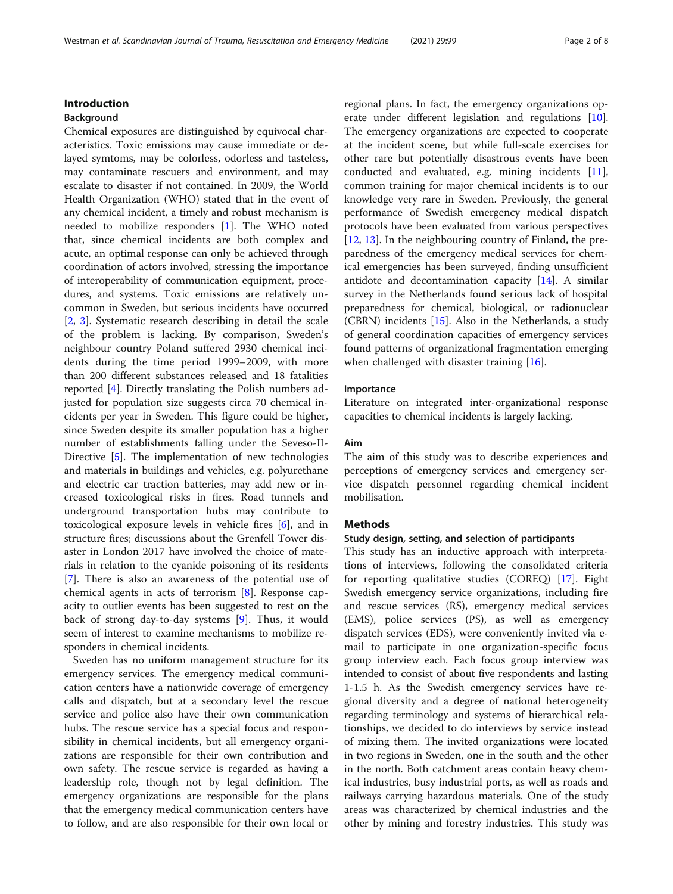## Introduction

### Background

Chemical exposures are distinguished by equivocal characteristics. Toxic emissions may cause immediate or delayed symtoms, may be colorless, odorless and tasteless, may contaminate rescuers and environment, and may escalate to disaster if not contained. In 2009, the World Health Organization (WHO) stated that in the event of any chemical incident, a timely and robust mechanism is needed to mobilize responders [1]. The WHO noted that, since chemical incidents are both complex and acute, an optimal response can only be achieved through coordination of actors involved, stressing the importance of interoperability of communication equipment, procedures, and systems. Toxic emissions are relatively uncommon in Sweden, but serious incidents have occurred [2, 3]. Systematic research describing in detail the scale of the problem is lacking. By comparison, Sweden's neighbour country Poland suffered 2930 chemical incidents during the time period 1999–2009, with more than 200 different substances released and 18 fatalities reported [4]. Directly translating the Polish numbers adjusted for population size suggests circa 70 chemical incidents per year in Sweden. This figure could be higher, since Sweden despite its smaller population has a higher number of establishments falling under the Seveso-II-Directive [5]. The implementation of new technologies and materials in buildings and vehicles, e.g. polyurethane and electric car traction batteries, may add new or increased toxicological risks in fires. Road tunnels and underground transportation hubs may contribute to toxicological exposure levels in vehicle fires [6], and in structure fires; discussions about the Grenfell Tower disaster in London 2017 have involved the choice of materials in relation to the cyanide poisoning of its residents [7]. There is also an awareness of the potential use of chemical agents in acts of terrorism [8]. Response capacity to outlier events has been suggested to rest on the back of strong day-to-day systems [9]. Thus, it would seem of interest to examine mechanisms to mobilize responders in chemical incidents.

Sweden has no uniform management structure for its emergency services. The emergency medical communication centers have a nationwide coverage of emergency calls and dispatch, but at a secondary level the rescue service and police also have their own communication hubs. The rescue service has a special focus and responsibility in chemical incidents, but all emergency organizations are responsible for their own contribution and own safety. The rescue service is regarded as having a leadership role, though not by legal definition. The emergency organizations are responsible for the plans that the emergency medical communication centers have to follow, and are also responsible for their own local or regional plans. In fact, the emergency organizations operate under different legislation and regulations [10]. The emergency organizations are expected to cooperate at the incident scene, but while full-scale exercises for other rare but potentially disastrous events have been conducted and evaluated, e.g. mining incidents [11], common training for major chemical incidents is to our knowledge very rare in Sweden. Previously, the general performance of Swedish emergency medical dispatch protocols have been evaluated from various perspectives [12, 13]. In the neighbouring country of Finland, the preparedness of the emergency medical services for chemical emergencies has been surveyed, finding unsufficient antidote and decontamination capacity [14]. A similar survey in the Netherlands found serious lack of hospital preparedness for chemical, biological, or radionuclear (CBRN) incidents [15]. Also in the Netherlands, a study of general coordination capacities of emergency services found patterns of organizational fragmentation emerging when challenged with disaster training [16].

### Importance

Literature on integrated inter-organizational response capacities to chemical incidents is largely lacking.

### Aim

The aim of this study was to describe experiences and perceptions of emergency services and emergency service dispatch personnel regarding chemical incident mobilisation.

## Methods

### Study design, setting, and selection of participants

This study has an inductive approach with interpretations of interviews, following the consolidated criteria for reporting qualitative studies (COREQ) [17]. Eight Swedish emergency service organizations, including fire and rescue services (RS), emergency medical services (EMS), police services (PS), as well as emergency dispatch services (EDS), were conveniently invited via e-mail to participate in one organization-specific focus group interview each. Each focus group interview was intended to consist of about five respondents and lasting 1-1.5 h. As the Swedish emergency services have regional diversity and a degree of national heterogeneity regarding terminology and systems of hierarchical relationships, we decided to do interviews by service instead of mixing them. The invited organizations were located in two regions in Sweden, one in the south and the other in the north. Both catchment areas contain heavy chemical industries, busy industrial ports, as well as roads and railways carrying hazardous materials. One of the study areas was characterized by chemical industries and the other by mining and forestry industries. This study was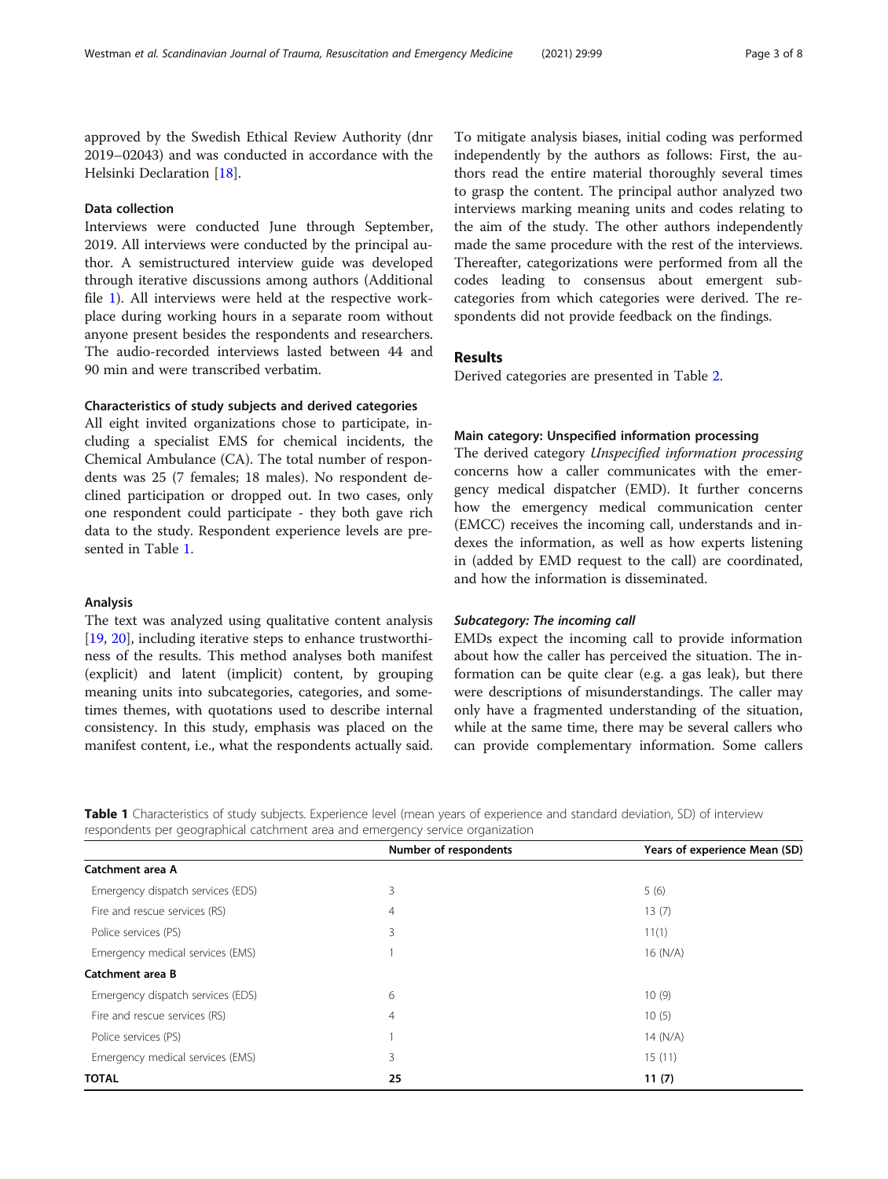approved by the Swedish Ethical Review Authority (dnr 2019–02043) and was conducted in accordance with the Helsinki Declaration [18].

### Data collection

Interviews were conducted June through September, 2019. All interviews were conducted by the principal author. A semistructured interview guide was developed through iterative discussions among authors (Additional file 1). All interviews were held at the respective workplace during working hours in a separate room without anyone present besides the respondents and researchers. The audio-recorded interviews lasted between 44 and 90 min and were transcribed verbatim.

### Characteristics of study subjects and derived categories

All eight invited organizations chose to participate, including a specialist EMS for chemical incidents, the Chemical Ambulance (CA). The total number of respondents was 25 (7 females; 18 males). No respondent declined participation or dropped out. In two cases, only one respondent could participate - they both gave rich data to the study. Respondent experience levels are presented in Table 1.

### Analysis

The text was analyzed using qualitative content analysis [19, 20], including iterative steps to enhance trustworthiness of the results. This method analyses both manifest (explicit) and latent (implicit) content, by grouping meaning units into subcategories, categories, and sometimes themes, with quotations used to describe internal consistency. In this study, emphasis was placed on the manifest content, i.e., what the respondents actually said. To mitigate analysis biases, initial coding was performed independently by the authors as follows: First, the authors read the entire material thoroughly several times to grasp the content. The principal author analyzed two interviews marking meaning units and codes relating to the aim of the study. The other authors independently made the same procedure with the rest of the interviews. Thereafter, categorizations were performed from all the codes leading to consensus about emergent subcategories from which categories were derived. The respondents did not provide feedback on the findings.

## Results

Derived categories are presented in Table 2.

### Main category: Unspecified information processing

The derived category *Unspecified information processing* concerns how a caller communicates with the emergency medical dispatcher (EMD). It further concerns how the emergency medical communication center (EMCC) receives the incoming call, understands and indexes the information, as well as how experts listening in (added by EMD request to the call) are coordinated, and how the information is disseminated.

#### *Subcategory: The incoming call*

EMDs expect the incoming call to provide information about how the caller has perceived the situation. The information can be quite clear (e.g. a gas leak), but there were descriptions of misunderstandings. The caller may only have a fragmented understanding of the situation, while at the same time, there may be several callers who can provide complementary information. Some callers

**Table 1** Characteristics of study subjects. Experience level (mean years of experience and standard deviation, SD) of interview respondents per geographical catchment area and emergency service organization

| | Number of respondents | Years of experience Mean (SD) |
|---|---|---|
| **Catchment area A** | | |
| Emergency dispatch services (EDS) | 3 | 5 (6) |
| Fire and rescue services (RS) | 4 | 13 (7) |
| Police services (PS) | 3 | 11(1) |
| Emergency medical services (EMS) | 1 | 16 (N/A) |
| **Catchment area B** | | |
| Emergency dispatch services (EDS) | 6 | 10 (9) |
| Fire and rescue services (RS) | 4 | 10 (5) |
| Police services (PS) | 1 | 14 (N/A) |
| Emergency medical services (EMS) | 3 | 15 (11) |
| **TOTAL** | **25** | **11 (7)** |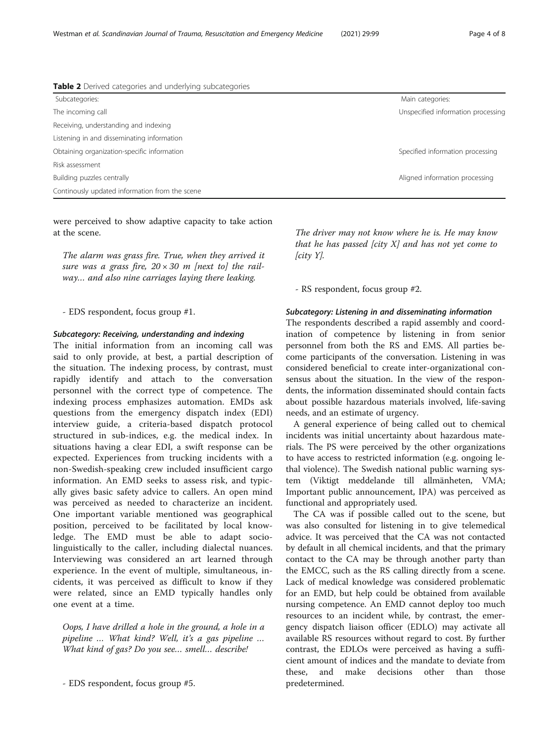**Table 2** Derived categories and underlying subcategories

| Subcategories: | Main categories: |
| --- | --- |
| The incoming call | Unspecified information processing |
| Receiving, understanding and indexing | |
| Listening in and disseminating information | |
| Obtaining organization-specific information | Specified information processing |
| Risk assessment | |
| Building puzzles centrally | Aligned information processing |
| Continously updated information from the scene | |

were perceived to show adaptive capacity to take action at the scene.

> *The alarm was grass fire. True, when they arrived it sure was a grass fire, 20 × 30 m [next to] the railway… and also nine carriages laying there leaking.*

- EDS respondent, focus group #1.

> *The driver may not know where he is. He may know that he has passed [city X] and has not yet come to [city Y].*

- RS respondent, focus group #2.

#### Subcategory: Receiving, understanding and indexing

The initial information from an incoming call was said to only provide, at best, a partial description of the situation. The indexing process, by contrast, must rapidly identify and attach to the conversation personnel with the correct type of competence. The indexing process emphasizes automation. EMDs ask questions from the emergency dispatch index (EDI) interview guide, a criteria-based dispatch protocol structured in sub-indices, e.g. the medical index. In situations having a clear EDI, a swift response can be expected. Experiences from trucking incidents with a non-Swedish-speaking crew included insufficient cargo information. An EMD seeks to assess risk, and typically gives basic safety advice to callers. An open mind was perceived as needed to characterize an incident. One important variable mentioned was geographical position, perceived to be facilitated by local knowledge. The EMD must be able to adapt sociolinguistically to the caller, including dialectal nuances. Interviewing was considered an art learned through experience. In the event of multiple, simultaneous, incidents, it was perceived as difficult to know if they were related, since an EMD typically handles only one event at a time.

> *Oops, I have drilled a hole in the ground, a hole in a pipeline … What kind? Well, it's a gas pipeline … What kind of gas? Do you see… smell… describe!*

- EDS respondent, focus group #5.

#### Subcategory: Listening in and disseminating information

The respondents described a rapid assembly and coordination of competence by listening in from senior personnel from both the RS and EMS. All parties become participants of the conversation. Listening in was considered beneficial to create inter-organizational consensus about the situation. In the view of the respondents, the information disseminated should contain facts about possible hazardous materials involved, life-saving needs, and an estimate of urgency.

A general experience of being called out to chemical incidents was initial uncertainty about hazardous materials. The PS were perceived by the other organizations to have access to restricted information (e.g. ongoing lethal violence). The Swedish national public warning system (Viktigt meddelande till allmänheten, VMA; Important public announcement, IPA) was perceived as functional and appropriately used.

The CA was if possible called out to the scene, but was also consulted for listening in to give telemedical advice. It was perceived that the CA was not contacted by default in all chemical incidents, and that the primary contact to the CA may be through another party than the EMCC, such as the RS calling directly from a scene. Lack of medical knowledge was considered problematic for an EMD, but help could be obtained from available nursing competence. An EMD cannot deploy too much resources to an incident while, by contrast, the emergency dispatch liaison officer (EDLO) may activate all available RS resources without regard to cost. By further contrast, the EDLOs were perceived as having a sufficient amount of indices and the mandate to deviate from these, and make decisions other than those predetermined.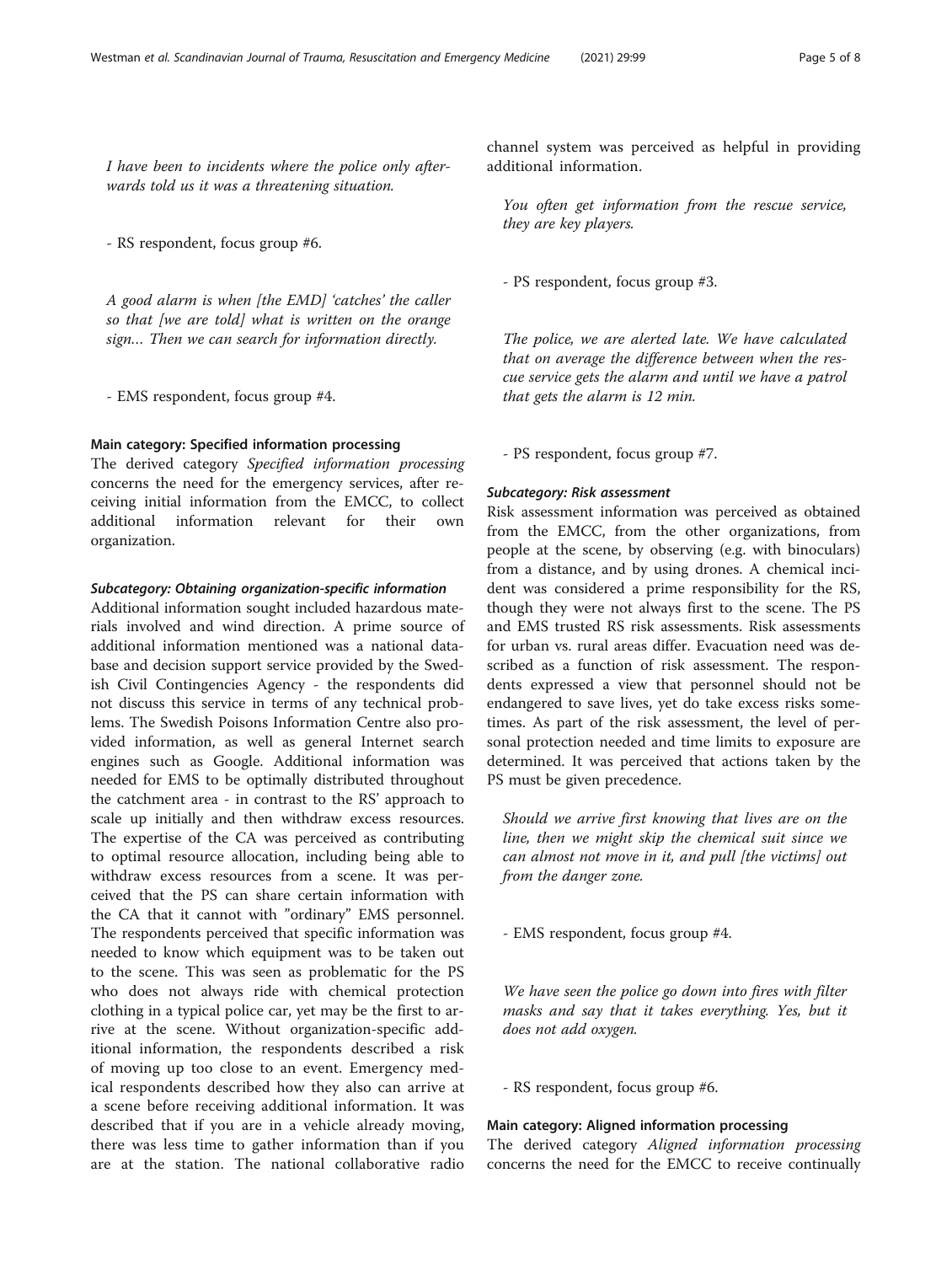*I have been to incidents where the police only afterwards told us it was a threatening situation.*

- RS respondent, focus group #6.

*A good alarm is when [the EMD] 'catches' the caller so that [we are told] what is written on the orange sign… Then we can search for information directly.*

- EMS respondent, focus group #4.

#### Main category: Specified information processing

The derived category *Specified information processing* concerns the need for the emergency services, after receiving initial information from the EMCC, to collect additional information relevant for their own organization.

##### Subcategory: Obtaining organization-specific information

Additional information sought included hazardous materials involved and wind direction. A prime source of additional information mentioned was a national database and decision support service provided by the Swedish Civil Contingencies Agency - the respondents did not discuss this service in terms of any technical problems. The Swedish Poisons Information Centre also provided information, as well as general Internet search engines such as Google. Additional information was needed for EMS to be optimally distributed throughout the catchment area - in contrast to the RS' approach to scale up initially and then withdraw excess resources. The expertise of the CA was perceived as contributing to optimal resource allocation, including being able to withdraw excess resources from a scene. It was perceived that the PS can share certain information with the CA that it cannot with "ordinary" EMS personnel. The respondents perceived that specific information was needed to know which equipment was to be taken out to the scene. This was seen as problematic for the PS who does not always ride with chemical protection clothing in a typical police car, yet may be the first to arrive at the scene. Without organization-specific additional information, the respondents described a risk of moving up too close to an event. Emergency medical respondents described how they also can arrive at a scene before receiving additional information. It was described that if you are in a vehicle already moving, there was less time to gather information than if you are at the station. The national collaborative radio channel system was perceived as helpful in providing additional information.

*You often get information from the rescue service, they are key players.*

- PS respondent, focus group #3.

*The police, we are alerted late. We have calculated that on average the difference between when the rescue service gets the alarm and until we have a patrol that gets the alarm is 12 min.*

- PS respondent, focus group #7.

##### Subcategory: Risk assessment

Risk assessment information was perceived as obtained from the EMCC, from the other organizations, from people at the scene, by observing (e.g. with binoculars) from a distance, and by using drones. A chemical incident was considered a prime responsibility for the RS, though they were not always first to the scene. The PS and EMS trusted RS risk assessments. Risk assessments for urban vs. rural areas differ. Evacuation need was described as a function of risk assessment. The respondents expressed a view that personnel should not be endangered to save lives, yet do take excess risks sometimes. As part of the risk assessment, the level of personal protection needed and time limits to exposure are determined. It was perceived that actions taken by the PS must be given precedence.

*Should we arrive first knowing that lives are on the line, then we might skip the chemical suit since we can almost not move in it, and pull [the victims] out from the danger zone.*

- EMS respondent, focus group #4.

*We have seen the police go down into fires with filter masks and say that it takes everything. Yes, but it does not add oxygen.*

- RS respondent, focus group #6.

#### Main category: Aligned information processing

The derived category *Aligned information processing* concerns the need for the EMCC to receive continually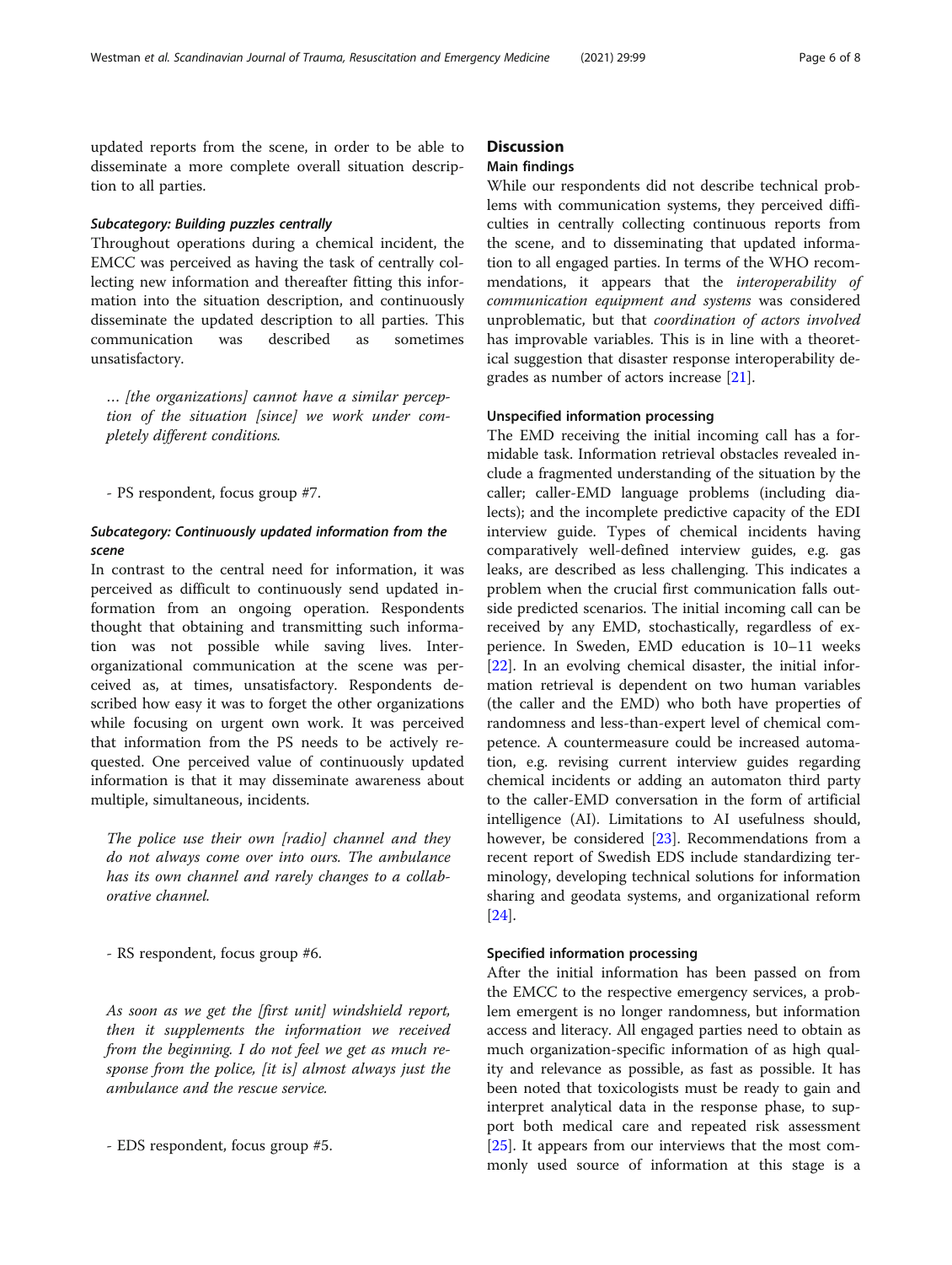updated reports from the scene, in order to be able to disseminate a more complete overall situation description to all parties.

#### *Subcategory: Building puzzles centrally*

Throughout operations during a chemical incident, the EMCC was perceived as having the task of centrally collecting new information and thereafter fitting this information into the situation description, and continuously disseminate the updated description to all parties. This communication was described as sometimes unsatisfactory.

> *… [the organizations] cannot have a similar perception of the situation [since] we work under completely different conditions.*
>
> - PS respondent, focus group #7.

#### *Subcategory: Continuously updated information from the scene*

In contrast to the central need for information, it was perceived as difficult to continuously send updated information from an ongoing operation. Respondents thought that obtaining and transmitting such information was not possible while saving lives. Inter-organizational communication at the scene was perceived as, at times, unsatisfactory. Respondents described how easy it was to forget the other organizations while focusing on urgent own work. It was perceived that information from the PS needs to be actively requested. One perceived value of continuously updated information is that it may disseminate awareness about multiple, simultaneous, incidents.

> *The police use their own [radio] channel and they do not always come over into ours. The ambulance has its own channel and rarely changes to a collaborative channel.*
>
> - RS respondent, focus group #6.

> *As soon as we get the [first unit] windshield report, then it supplements the information we received from the beginning. I do not feel we get as much response from the police, [it is] almost always just the ambulance and the rescue service.*
>
> - EDS respondent, focus group #5.

## Discussion

### Main findings

While our respondents did not describe technical problems with communication systems, they perceived difficulties in centrally collecting continuous reports from the scene, and to disseminating that updated information to all engaged parties. In terms of the WHO recommendations, it appears that the *interoperability of communication equipment and systems* was considered unproblematic, but that *coordination of actors involved* has improvable variables. This is in line with a theoretical suggestion that disaster response interoperability degrades as number of actors increase [21].

### Unspecified information processing

The EMD receiving the initial incoming call has a formidable task. Information retrieval obstacles revealed include a fragmented understanding of the situation by the caller; caller-EMD language problems (including dialects); and the incomplete predictive capacity of the EDI interview guide. Types of chemical incidents having comparatively well-defined interview guides, e.g. gas leaks, are described as less challenging. This indicates a problem when the crucial first communication falls outside predicted scenarios. The initial incoming call can be received by any EMD, stochastically, regardless of experience. In Sweden, EMD education is 10–11 weeks [22]. In an evolving chemical disaster, the initial information retrieval is dependent on two human variables (the caller and the EMD) who both have properties of randomness and less-than-expert level of chemical competence. A countermeasure could be increased automation, e.g. revising current interview guides regarding chemical incidents or adding an automaton third party to the caller-EMD conversation in the form of artificial intelligence (AI). Limitations to AI usefulness should, however, be considered [23]. Recommendations from a recent report of Swedish EDS include standardizing terminology, developing technical solutions for information sharing and geodata systems, and organizational reform [24].

### Specified information processing

After the initial information has been passed on from the EMCC to the respective emergency services, a problem emergent is no longer randomness, but information access and literacy. All engaged parties need to obtain as much organization-specific information of as high quality and relevance as possible, as fast as possible. It has been noted that toxicologists must be ready to gain and interpret analytical data in the response phase, to support both medical care and repeated risk assessment [25]. It appears from our interviews that the most commonly used source of information at this stage is a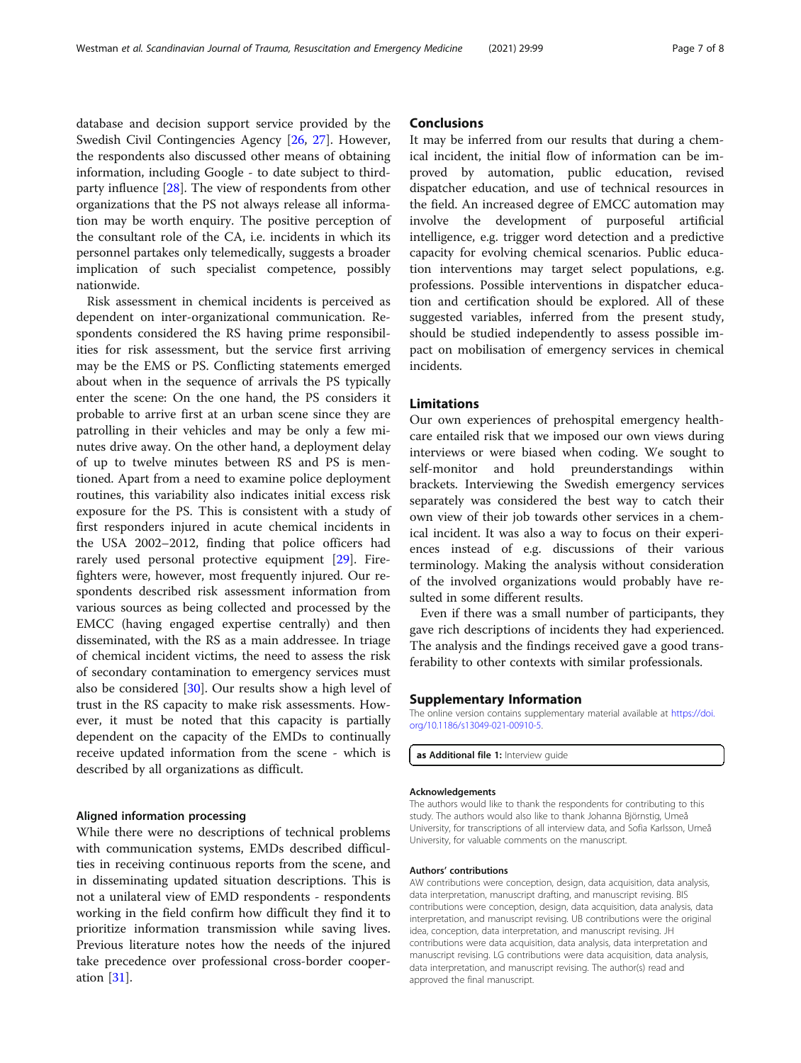database and decision support service provided by the Swedish Civil Contingencies Agency [26, 27]. However, the respondents also discussed other means of obtaining information, including Google - to date subject to third-party influence [28]. The view of respondents from other organizations that the PS not always release all information may be worth enquiry. The positive perception of the consultant role of the CA, i.e. incidents in which its personnel partakes only telemedically, suggests a broader implication of such specialist competence, possibly nationwide.

Risk assessment in chemical incidents is perceived as dependent on inter-organizational communication. Respondents considered the RS having prime responsibilities for risk assessment, but the service first arriving may be the EMS or PS. Conflicting statements emerged about when in the sequence of arrivals the PS typically enter the scene: On the one hand, the PS considers it probable to arrive first at an urban scene since they are patrolling in their vehicles and may be only a few minutes drive away. On the other hand, a deployment delay of up to twelve minutes between RS and PS is mentioned. Apart from a need to examine police deployment routines, this variability also indicates initial excess risk exposure for the PS. This is consistent with a study of first responders injured in acute chemical incidents in the USA 2002–2012, finding that police officers had rarely used personal protective equipment [29]. Firefighters were, however, most frequently injured. Our respondents described risk assessment information from various sources as being collected and processed by the EMCC (having engaged expertise centrally) and then disseminated, with the RS as a main addressee. In triage of chemical incident victims, the need to assess the risk of secondary contamination to emergency services must also be considered [30]. Our results show a high level of trust in the RS capacity to make risk assessments. However, it must be noted that this capacity is partially dependent on the capacity of the EMDs to continually receive updated information from the scene - which is described by all organizations as difficult.

### Aligned information processing

While there were no descriptions of technical problems with communication systems, EMDs described difficulties in receiving continuous reports from the scene, and in disseminating updated situation descriptions. This is not a unilateral view of EMD respondents - respondents working in the field confirm how difficult they find it to prioritize information transmission while saving lives. Previous literature notes how the needs of the injured take precedence over professional cross-border cooperation [31].

## Conclusions

It may be inferred from our results that during a chemical incident, the initial flow of information can be improved by automation, public education, revised dispatcher education, and use of technical resources in the field. An increased degree of EMCC automation may involve the development of purposeful artificial intelligence, e.g. trigger word detection and a predictive capacity for evolving chemical scenarios. Public education interventions may target select populations, e.g. professions. Possible interventions in dispatcher education and certification should be explored. All of these suggested variables, inferred from the present study, should be studied independently to assess possible impact on mobilisation of emergency services in chemical incidents.

## Limitations

Our own experiences of prehospital emergency healthcare entailed risk that we imposed our own views during interviews or were biased when coding. We sought to self-monitor and hold preunderstandings within brackets. Interviewing the Swedish emergency services separately was considered the best way to catch their own view of their job towards other services in a chemical incident. It was also a way to focus on their experiences instead of e.g. discussions of their various terminology. Making the analysis without consideration of the involved organizations would probably have resulted in some different results.

Even if there was a small number of participants, they gave rich descriptions of incidents they had experienced. The analysis and the findings received gave a good transferability to other contexts with similar professionals.

## Supplementary Information

The online version contains supplementary material available at https://doi.org/10.1186/s13049-021-00910-5.

**as Additional file 1:** Interview guide

#### Acknowledgements

The authors would like to thank the respondents for contributing to this study. The authors would also like to thank Johanna Björnstig, Umeå University, for transcriptions of all interview data, and Sofia Karlsson, Umeå University, for valuable comments on the manuscript.

#### Authors' contributions

AW contributions were conception, design, data acquisition, data analysis, data interpretation, manuscript drafting, and manuscript revising. BIS contributions were conception, design, data acquisition, data analysis, data interpretation, and manuscript revising. UB contributions were the original idea, conception, data interpretation, and manuscript revising. JH contributions were data acquisition, data analysis, data interpretation and manuscript revising. LG contributions were data acquisition, data analysis, data interpretation, and manuscript revising. The author(s) read and approved the final manuscript.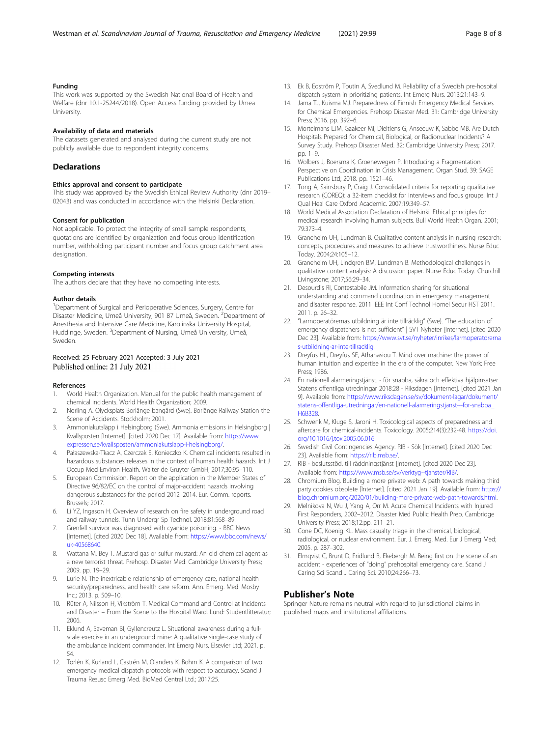#### Funding

This work was supported by the Swedish National Board of Health and Welfare (dnr 10.1-25244/2018). Open Access funding provided by Umea University.

#### Availability of data and materials

The datasets generated and analysed during the current study are not publicly available due to respondent integrity concerns.

## Declarations

#### Ethics approval and consent to participate

This study was approved by the Swedish Ethical Review Authority (dnr 2019–02043) and was conducted in accordance with the Helsinki Declaration.

#### Consent for publication

Not applicable. To protect the integrity of small sample respondents, quotations are identified by organization and focus group identification number, withholding participant number and focus group catchment area designation.

#### Competing interests

The authors declare that they have no competing interests.

#### Author details

[1]Department of Surgical and Perioperative Sciences, Surgery, Centre for Disaster Medicine, Umeå University, 901 87 Umeå, Sweden. [2]Department of Anesthesia and Intensive Care Medicine, Karolinska University Hospital, Huddinge, Sweden. [3]Department of Nursing, Umeå University, Umeå, Sweden.

Received: 25 February 2021 Accepted: 3 July 2021
Published online: 21 July 2021

#### References

1. World Health Organization. Manual for the public health management of chemical incidents. World Health Organization; 2009.
2. Norling A. Olycksplats Borlänge bangård (Swe). Borlänge Railway Station the Scene of Accidents. Stockholm; 2001.
3. Ammoniakutsläpp i Helsingborg (Swe). Ammonia emissions in Helsingborg | Kvällsposten [Internet]. [cited 2020 Dec 17]. Available from: https://www.expressen.se/kvallsposten/ammoniakutslapp-i-helsingborg/.
4. Pałaszewska-Tkacz A, Czerczak S, Konieczko K. Chemical incidents resulted in hazardous substances releases in the context of human health hazards. Int J Occup Med Environ Health. Walter de Gruyter GmbH; 2017;30:95–110.
5. European Commission. Report on the application in the Member States of Directive 96/82/EC on the control of major-accident hazards involving dangerous substances for the period 2012–2014. Eur. Comm. reports. Brussels; 2017.
6. Li YZ, Ingason H. Overview of research on fire safety in underground road and railway tunnels. Tunn Undergr Sp Technol. 2018;81:568–89.
7. Grenfell survivor was diagnosed with cyanide poisoning. - BBC News [Internet]. [cited 2020 Dec 18]. Available from: https://www.bbc.com/news/uk-40568640.
8. Wattana M, Bey T. Mustard gas or sulfur mustard: An old chemical agent as a new terrorist threat. Prehosp. Disaster Med. Cambridge University Press; 2009. pp. 19–29.
9. Lurie N. The inextricable relationship of emergency care, national health security/preparedness, and health care reform. Ann. Emerg. Med. Mosby Inc.; 2013. p. 509–10.
10. Rüter A, Nilsson H, Vikström T. Medical Command and Control at Incidents and Disaster – From the Scene to the Hospital Ward. Lund: Studentlitteratur; 2006.
11. Eklund A, Saveman BI, Gyllencreutz L. Situational awareness during a full-scale exercise in an underground mine: A qualitative single-case study of the ambulance incident commander. Int Emerg Nurs. Elsevier Ltd; 2021. p. 54.
12. Torlén K, Kurland L, Castrén M, Olanders K, Bohm K. A comparison of two emergency medical dispatch protocols with respect to accuracy. Scand J Trauma Resusc Emerg Med. BioMed Central Ltd.; 2017;25.
13. Ek B, Edström P, Toutin A, Svedlund M. Reliability of a Swedish pre-hospital dispatch system in prioritizing patients. Int Emerg Nurs. 2013;21:143–9.
14. Jama TJ, Kuisma MJ. Preparedness of Finnish Emergency Medical Services for Chemical Emergencies. Prehosp Disaster Med. 31: Cambridge University Press; 2016. pp. 392–6.
15. Mortelmans LJM, Gaakeer MI, Dieltiens G, Anseeuw K, Sabbe MB. Are Dutch Hospitals Prepared for Chemical, Biological, or Radionuclear Incidents? A Survey Study. Prehosp Disaster Med. 32: Cambridge University Press; 2017. pp. 1–9.
16. Wolbers J, Boersma K, Groenewegen P. Introducing a Fragmentation Perspective on Coordination in Crisis Management. Organ Stud. 39: SAGE Publications Ltd; 2018. pp. 1521–46.
17. Tong A, Sainsbury P, Craig J. Consolidated criteria for reporting qualitative research (COREQ): a 32-item checklist for interviews and focus groups. Int J Qual Heal Care Oxford Academic. 2007;19:349–57.
18. World Medical Association Declaration of Helsinki. Ethical principles for medical research involving human subjects. Bull World Health Organ. 2001; 79:373–4.
19. Graneheim UH, Lundman B. Qualitative content analysis in nursing research: concepts, procedures and measures to achieve trustworthiness. Nurse Educ Today. 2004;24:105–12.
20. Graneheim UH, Lindgren BM, Lundman B. Methodological challenges in qualitative content analysis: A discussion paper. Nurse Educ Today. Churchill Livingstone; 2017;56:29–34.
21. Desourdis RI, Contestabile JM. Information sharing for situational understanding and command coordination in emergency management and disaster response. 2011 IEEE Int Conf Technol Homel Secur HST 2011. 2011. p. 26–32.
22. "Larmoperatörernas utbildning är inte tillräcklig" (Swe). "The education of emergency dispatchers is not sufficient" | SVT Nyheter [Internet]. [cited 2020 Dec 23]. Available from: https://www.svt.se/nyheter/inrikes/larmoperatorernas-utbildning-ar-inte-tillracklig.
23. Dreyfus HL, Dreyfus SE, Athanasiou T. Mind over machine: the power of human intuition and expertise in the era of the computer. New York: Free Press; 1986.
24. En nationell alarmeringstjänst. - för snabba, säkra och effektiva hjälpinsatser Statens offentliga utredningar 2018:28 - Riksdagen [Internet]. [cited 2021 Jan 9]. Available from: https://www.riksdagen.se/sv/dokument-lagar/dokument/statens-offentliga-utredningar/en-nationell-alarmeringstjanst---for-snabba_H6B328.
25. Schwenk M, Kluge S, Jaroni H. Toxicological aspects of preparedness and aftercare for chemical-incidents. Toxicology. 2005;214(3):232-48. https://doi.org/10.1016/j.tox.2005.06.016.
26. Swedish Civil Contingencies Agency. RIB - Sök [Internet]. [cited 2020 Dec 23]. Available from: https://rib.msb.se/.
27. RIB - beslutsstöd. till räddningstjänst [Internet]. [cited 2020 Dec 23]. Available from: https://www.msb.se/sv/verktyg--tjanster/RIB/.
28. Chromium Blog. Building a more private web: A path towards making third party cookies obsolete [Internet]. [cited 2021 Jan 19]. Available from: https://blog.chromium.org/2020/01/building-more-private-web-path-towards.html.
29. Melnikova N, Wu J, Yang A, Orr M. Acute Chemical Incidents with Injured First Responders, 2002–2012. Disaster Med Public Health Prep. Cambridge University Press; 2018;12:pp. 211–21.
30. Cone DC, Koenig KL. Mass casualty triage in the chemical, biological, radiological, or nuclear environment. Eur. J. Emerg. Med. Eur J Emerg Med; 2005. p. 287–302.
31. Elmqvist C, Brunt D, Fridlund B, Ekebergh M. Being first on the scene of an accident - experiences of "doing" prehospital emergency care. Scand J Caring Sci Scand J Caring Sci. 2010;24:266–73.

## Publisher's Note

Springer Nature remains neutral with regard to jurisdictional claims in published maps and institutional affiliations.